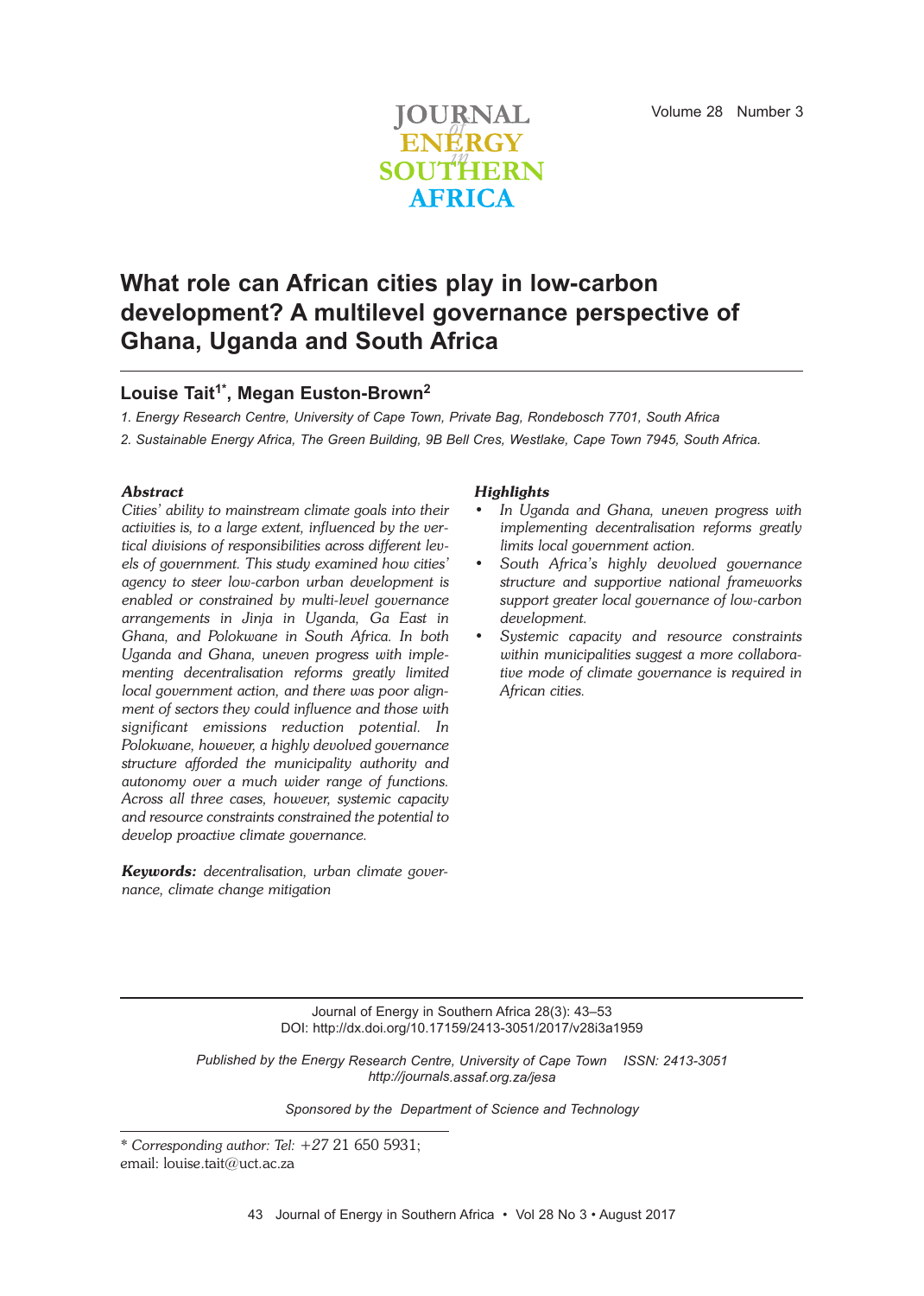# What role can African cities play in low-carbon development? A multilevel governance perspective of Ghana, Uganda and South Africa

**Louise Tait[1*], Megan Euston-Brown[2]**

*1. Energy Research Centre, University of Cape Town, Private Bag, Rondebosch 7701, South Africa*

*2. Sustainable Energy Africa, The Green Building, 9B Bell Cres, Westlake, Cape Town 7945, South Africa.*

### *Abstract*

*Cities' ability to mainstream climate goals into their activities is, to a large extent, influenced by the vertical divisions of responsibilities across different levels of government. This study examined how cities' agency to steer low-carbon urban development is enabled or constrained by multi-level governance arrangements in Jinja in Uganda, Ga East in Ghana, and Polokwane in South Africa. In both Uganda and Ghana, uneven progress with implementing decentralisation reforms greatly limited local government action, and there was poor alignment of sectors they could influence and those with significant emissions reduction potential. In Polokwane, however, a highly devolved governance structure afforded the municipality authority and autonomy over a much wider range of functions. Across all three cases, however, systemic capacity and resource constraints constrained the potential to develop proactive climate governance.*

***Keywords:*** *decentralisation, urban climate governance, climate change mitigation*

### *Highlights*

- *In Uganda and Ghana, uneven progress with implementing decentralisation reforms greatly limits local government action.*
- *South Africa's highly devolved governance structure and supportive national frameworks support greater local governance of low-carbon development.*
- *Systemic capacity and resource constraints within municipalities suggest a more collaborative mode of climate governance is required in African cities.*

Journal of Energy in Southern Africa 28(3): 43–53
DOI: http://dx.doi.org/10.17159/2413-3051/2017/v28i3a1959

*Published by the Energy Research Centre, University of Cape Town ISSN: 2413-3051*
*http://journals.assaf.org.za/jesa*

*Sponsored by the Department of Science and Technology*

\* *Corresponding author: Tel:* +27 21 650 5931;
email: louise.tait@uct.ac.za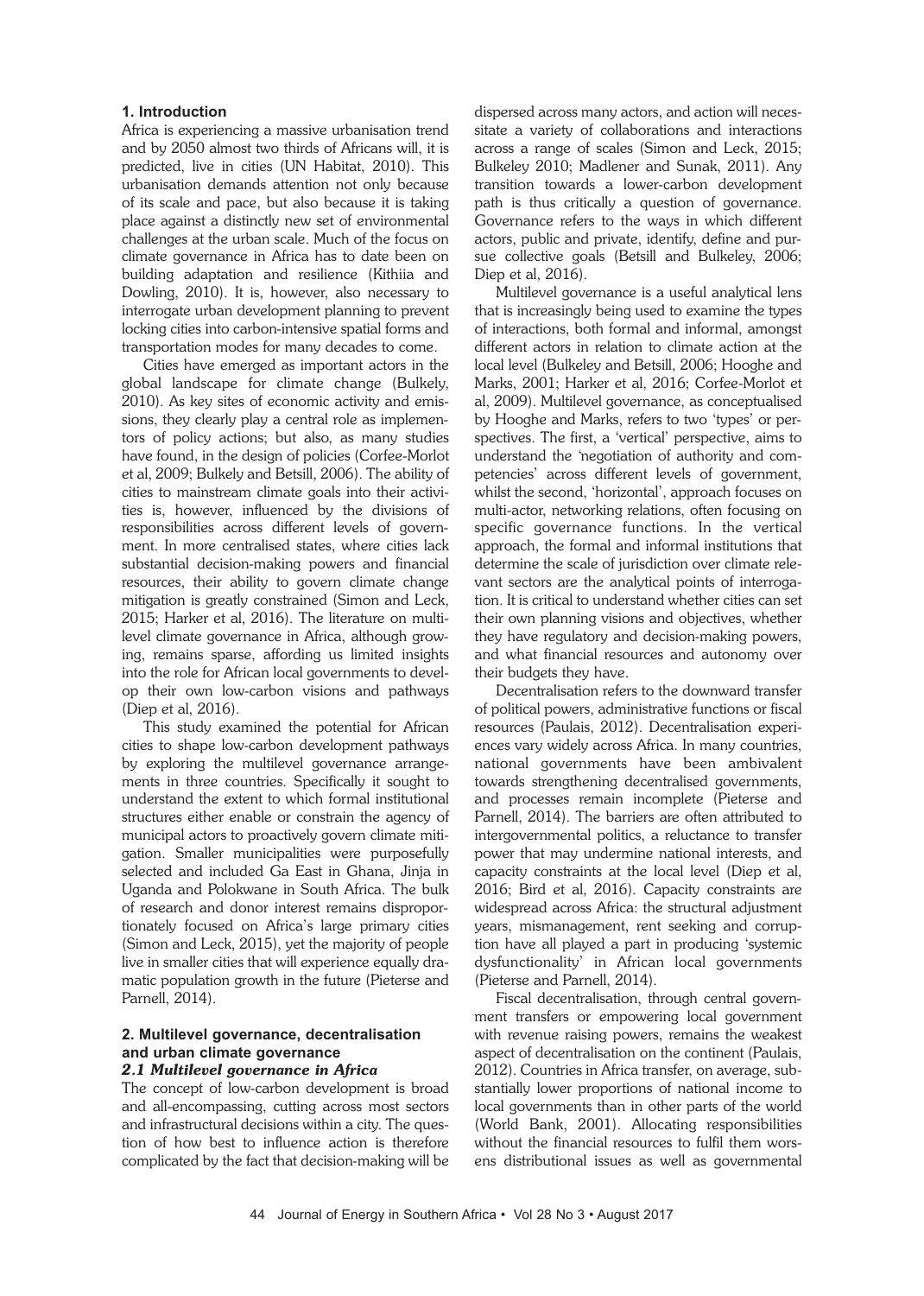## 1. Introduction

Africa is experiencing a massive urbanisation trend and by 2050 almost two thirds of Africans will, it is predicted, live in cities (UN Habitat, 2010). This urbanisation demands attention not only because of its scale and pace, but also because it is taking place against a distinctly new set of environmental challenges at the urban scale. Much of the focus on climate governance in Africa has to date been on building adaptation and resilience (Kithiia and Dowling, 2010). It is, however, also necessary to interrogate urban development planning to prevent locking cities into carbon-intensive spatial forms and transportation modes for many decades to come.

Cities have emerged as important actors in the global landscape for climate change (Bulkely, 2010). As key sites of economic activity and emissions, they clearly play a central role as implementors of policy actions; but also, as many studies have found, in the design of policies (Corfee-Morlot et al, 2009; Bulkely and Betsill, 2006). The ability of cities to mainstream climate goals into their activities is, however, influenced by the divisions of responsibilities across different levels of government. In more centralised states, where cities lack substantial decision-making powers and financial resources, their ability to govern climate change mitigation is greatly constrained (Simon and Leck, 2015; Harker et al, 2016). The literature on multilevel climate governance in Africa, although growing, remains sparse, affording us limited insights into the role for African local governments to develop their own low-carbon visions and pathways (Diep et al, 2016).

This study examined the potential for African cities to shape low-carbon development pathways by exploring the multilevel governance arrangements in three countries. Specifically it sought to understand the extent to which formal institutional structures either enable or constrain the agency of municipal actors to proactively govern climate mitigation. Smaller municipalities were purposefully selected and included Ga East in Ghana, Jinja in Uganda and Polokwane in South Africa. The bulk of research and donor interest remains disproportionately focused on Africa's large primary cities (Simon and Leck, 2015), yet the majority of people live in smaller cities that will experience equally dramatic population growth in the future (Pieterse and Parnell, 2014).

## 2. Multilevel governance, decentralisation and urban climate governance

### *2.1 Multilevel governance in Africa*

The concept of low-carbon development is broad and all-encompassing, cutting across most sectors and infrastructural decisions within a city. The question of how best to influence action is therefore complicated by the fact that decision-making will be dispersed across many actors, and action will necessitate a variety of collaborations and interactions across a range of scales (Simon and Leck, 2015; Bulkeley 2010; Madlener and Sunak, 2011). Any transition towards a lower-carbon development path is thus critically a question of governance. Governance refers to the ways in which different actors, public and private, identify, define and pursue collective goals (Betsill and Bulkeley, 2006; Diep et al, 2016).

Multilevel governance is a useful analytical lens that is increasingly being used to examine the types of interactions, both formal and informal, amongst different actors in relation to climate action at the local level (Bulkeley and Betsill, 2006; Hooghe and Marks, 2001; Harker et al, 2016; Corfee-Morlot et al, 2009). Multilevel governance, as conceptualised by Hooghe and Marks, refers to two 'types' or perspectives. The first, a 'vertical' perspective, aims to understand the 'negotiation of authority and competencies' across different levels of government, whilst the second, 'horizontal', approach focuses on multi-actor, networking relations, often focusing on specific governance functions. In the vertical approach, the formal and informal institutions that determine the scale of jurisdiction over climate relevant sectors are the analytical points of interrogation. It is critical to understand whether cities can set their own planning visions and objectives, whether they have regulatory and decision-making powers, and what financial resources and autonomy over their budgets they have.

Decentralisation refers to the downward transfer of political powers, administrative functions or fiscal resources (Paulais, 2012). Decentralisation experiences vary widely across Africa. In many countries, national governments have been ambivalent towards strengthening decentralised governments, and processes remain incomplete (Pieterse and Parnell, 2014). The barriers are often attributed to intergovernmental politics, a reluctance to transfer power that may undermine national interests, and capacity constraints at the local level (Diep et al, 2016; Bird et al, 2016). Capacity constraints are widespread across Africa: the structural adjustment years, mismanagement, rent seeking and corruption have all played a part in producing 'systemic dysfunctionality' in African local governments (Pieterse and Parnell, 2014).

Fiscal decentralisation, through central government transfers or empowering local government with revenue raising powers, remains the weakest aspect of decentralisation on the continent (Paulais, 2012). Countries in Africa transfer, on average, substantially lower proportions of national income to local governments than in other parts of the world (World Bank, 2001). Allocating responsibilities without the financial resources to fulfil them worsens distributional issues as well as governmental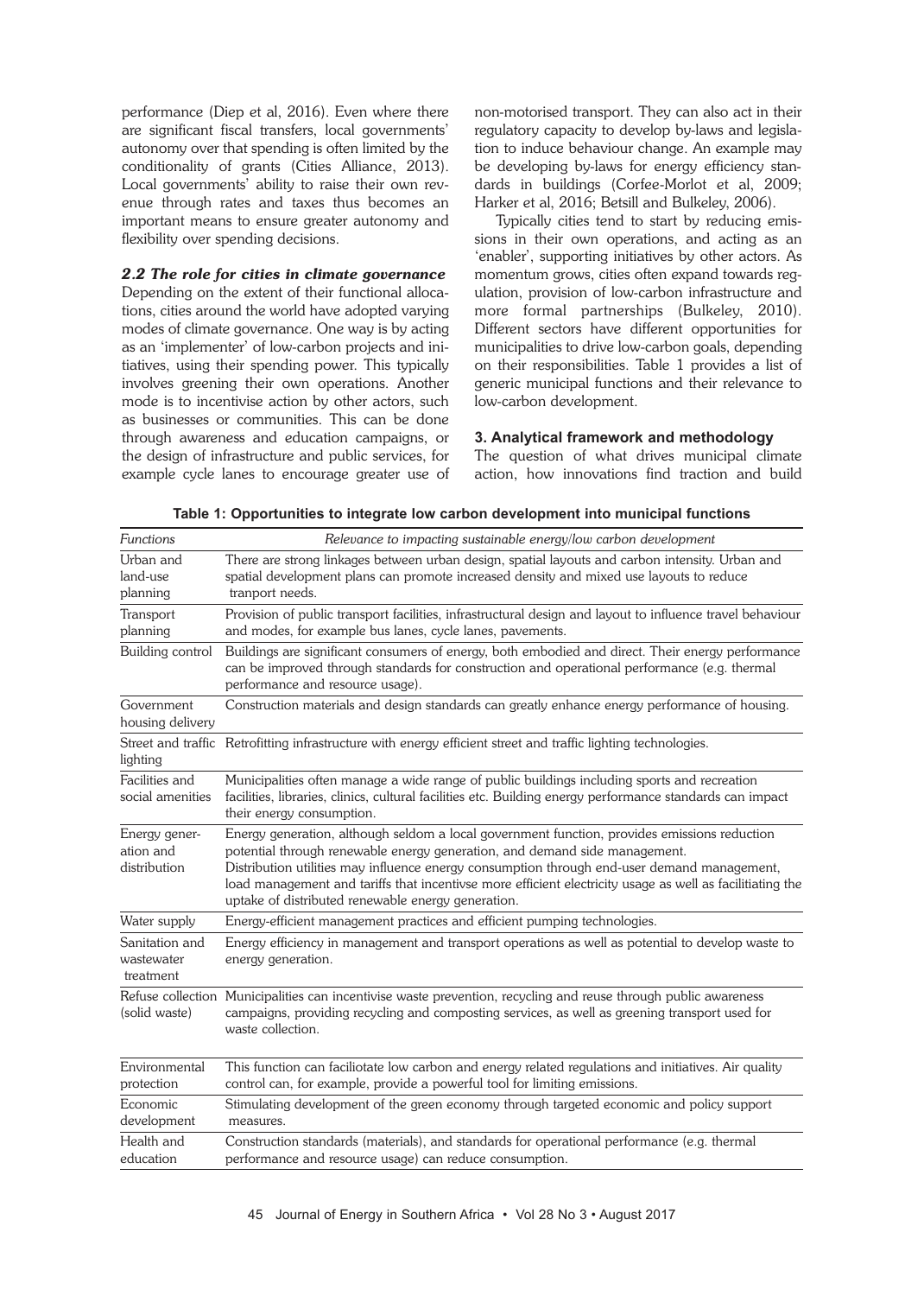performance (Diep et al, 2016). Even where there are significant fiscal transfers, local governments' autonomy over that spending is often limited by the conditionality of grants (Cities Alliance, 2013). Local governments' ability to raise their own revenue through rates and taxes thus becomes an important means to ensure greater autonomy and flexibility over spending decisions.

### *2.2 The role for cities in climate governance*

Depending on the extent of their functional allocations, cities around the world have adopted varying modes of climate governance. One way is by acting as an 'implementer' of low-carbon projects and initiatives, using their spending power. This typically involves greening their own operations. Another mode is to incentivise action by other actors, such as businesses or communities. This can be done through awareness and education campaigns, or the design of infrastructure and public services, for example cycle lanes to encourage greater use of non-motorised transport. They can also act in their regulatory capacity to develop by-laws and legislation to induce behaviour change. An example may be developing by-laws for energy efficiency standards in buildings (Corfee-Morlot et al, 2009; Harker et al, 2016; Betsill and Bulkeley, 2006).

Typically cities tend to start by reducing emissions in their own operations, and acting as an 'enabler', supporting initiatives by other actors. As momentum grows, cities often expand towards regulation, provision of low-carbon infrastructure and more formal partnerships (Bulkeley, 2010). Different sectors have different opportunities for municipalities to drive low-carbon goals, depending on their responsibilities. Table 1 provides a list of generic municipal functions and their relevance to low-carbon development.

## 3. Analytical framework and methodology

The question of what drives municipal climate action, how innovations find traction and build

**Table 1: Opportunities to integrate low carbon development into municipal functions**

| *Functions* | *Relevance to impacting sustainable energy/low carbon development* |
|---|---|
| Urban and land-use planning | There are strong linkages between urban design, spatial layouts and carbon intensity. Urban and spatial development plans can promote increased density and mixed use layouts to reduce tranport needs. |
| Transport planning | Provision of public transport facilities, infrastructural design and layout to influence travel behaviour and modes, for example bus lanes, cycle lanes, pavements. |
| Building control | Buildings are significant consumers of energy, both embodied and direct. Their energy performance can be improved through standards for construction and operational performance (e.g. thermal performance and resource usage). |
| Government housing delivery | Construction materials and design standards can greatly enhance energy performance of housing. |
| Street and traffic lighting | Retrofitting infrastructure with energy efficient street and traffic lighting technologies. |
| Facilities and social amenities | Municipalities often manage a wide range of public buildings including sports and recreation facilities, libraries, clinics, cultural facilities etc. Building energy performance standards can impact their energy consumption. |
| Energy generation and distribution | Energy generation, although seldom a local government function, provides emissions reduction potential through renewable energy generation, and demand side management. Distribution utilities may influence energy consumption through end-user demand management, load management and tariffs that incentivse more efficient electricity usage as well as facilitiating the uptake of distributed renewable energy generation. |
| Water supply | Energy-efficient management practices and efficient pumping technologies. |
| Sanitation and wastewater treatment | Energy efficiency in management and transport operations as well as potential to develop waste to energy generation. |
| Refuse collection (solid waste) | Municipalities can incentivise waste prevention, recycling and reuse through public awareness campaigns, providing recycling and composting services, as well as greening transport used for waste collection. |
| Environmental protection | This function can faciliotate low carbon and energy related regulations and initiatives. Air quality control can, for example, provide a powerful tool for limiting emissions. |
| Economic development | Stimulating development of the green economy through targeted economic and policy support measures. |
| Health and education | Construction standards (materials), and standards for operational performance (e.g. thermal performance and resource usage) can reduce consumption. |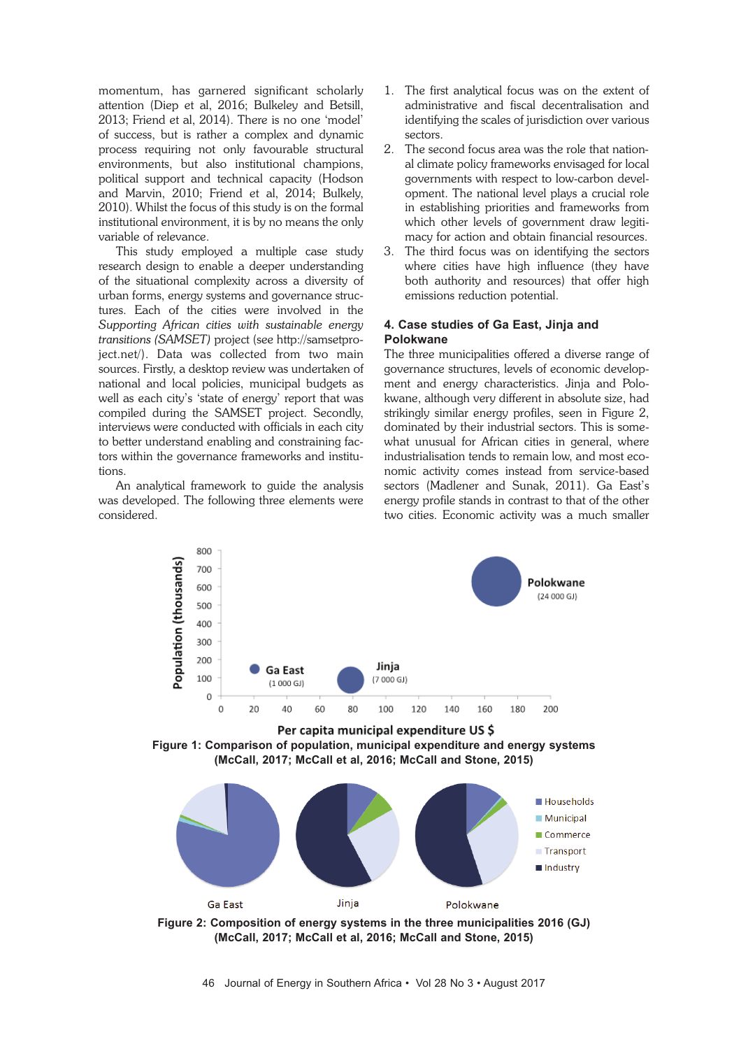momentum, has garnered significant scholarly attention (Diep et al, 2016; Bulkeley and Betsill, 2013; Friend et al, 2014). There is no one 'model' of success, but is rather a complex and dynamic process requiring not only favourable structural environments, but also institutional champions, political support and technical capacity (Hodson and Marvin, 2010; Friend et al, 2014; Bulkely, 2010). Whilst the focus of this study is on the formal institutional environment, it is by no means the only variable of relevance.

This study employed a multiple case study research design to enable a deeper understanding of the situational complexity across a diversity of urban forms, energy systems and governance structures. Each of the cities were involved in the *Supporting African cities with sustainable energy transitions (SAMSET)* project (see http://samsetproject.net/). Data was collected from two main sources. Firstly, a desktop review was undertaken of national and local policies, municipal budgets as well as each city's 'state of energy' report that was compiled during the SAMSET project. Secondly, interviews were conducted with officials in each city to better understand enabling and constraining factors within the governance frameworks and institutions.

An analytical framework to guide the analysis was developed. The following three elements were considered.

1. The first analytical focus was on the extent of administrative and fiscal decentralisation and identifying the scales of jurisdiction over various sectors.
2. The second focus area was the role that national climate policy frameworks envisaged for local governments with respect to low-carbon development. The national level plays a crucial role in establishing priorities and frameworks from which other levels of government draw legitimacy for action and obtain financial resources.
3. The third focus was on identifying the sectors where cities have high influence (they have both authority and resources) that offer high emissions reduction potential.

## 4. Case studies of Ga East, Jinja and Polokwane

The three municipalities offered a diverse range of governance structures, levels of economic development and energy characteristics. Jinja and Polokwane, although very different in absolute size, had strikingly similar energy profiles, seen in Figure 2, dominated by their industrial sectors. This is somewhat unusual for African cities in general, where industrialisation tends to remain low, and most economic activity comes instead from service-based sectors (Madlener and Sunak, 2011). Ga East's energy profile stands in contrast to that of the other two cities. Economic activity was a much smaller

**Figure 1: Comparison of population, municipal expenditure and energy systems (McCall, 2017; McCall et al, 2016; McCall and Stone, 2015)**

**Figure 2: Composition of energy systems in the three municipalities 2016 (GJ) (McCall, 2017; McCall et al, 2016; McCall and Stone, 2015)**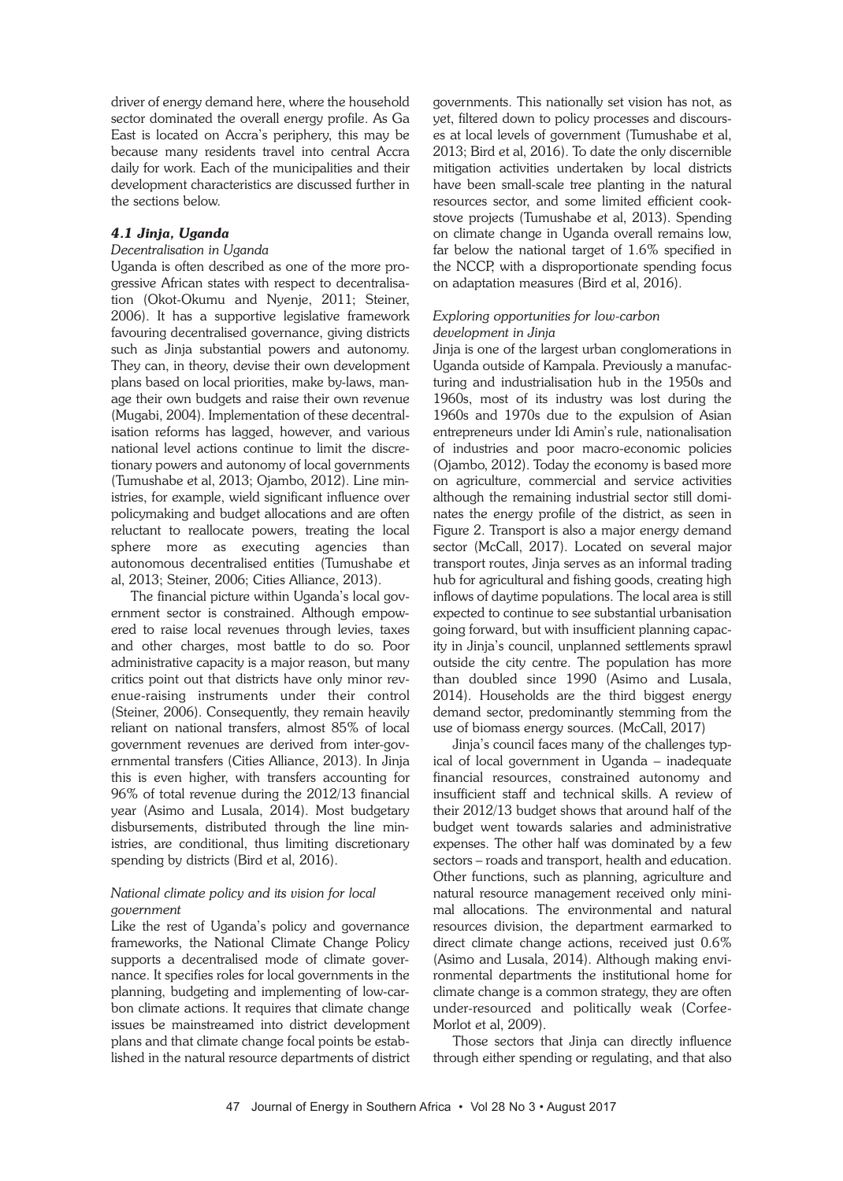driver of energy demand here, where the household sector dominated the overall energy profile. As Ga East is located on Accra's periphery, this may be because many residents travel into central Accra daily for work. Each of the municipalities and their development characteristics are discussed further in the sections below.

### *4.1 Jinja, Uganda*

*Decentralisation in Uganda*

Uganda is often described as one of the more progressive African states with respect to decentralisation (Okot-Okumu and Nyenje, 2011; Steiner, 2006). It has a supportive legislative framework favouring decentralised governance, giving districts such as Jinja substantial powers and autonomy. They can, in theory, devise their own development plans based on local priorities, make by-laws, manage their own budgets and raise their own revenue (Mugabi, 2004). Implementation of these decentralisation reforms has lagged, however, and various national level actions continue to limit the discretionary powers and autonomy of local governments (Tumushabe et al, 2013; Ojambo, 2012). Line ministries, for example, wield significant influence over policymaking and budget allocations and are often reluctant to reallocate powers, treating the local sphere more as executing agencies than autonomous decentralised entities (Tumushabe et al, 2013; Steiner, 2006; Cities Alliance, 2013).

The financial picture within Uganda's local government sector is constrained. Although empowered to raise local revenues through levies, taxes and other charges, most battle to do so. Poor administrative capacity is a major reason, but many critics point out that districts have only minor revenue-raising instruments under their control (Steiner, 2006). Consequently, they remain heavily reliant on national transfers, almost 85% of local government revenues are derived from inter-governmental transfers (Cities Alliance, 2013). In Jinja this is even higher, with transfers accounting for 96% of total revenue during the 2012/13 financial year (Asimo and Lusala, 2014). Most budgetary disbursements, distributed through the line ministries, are conditional, thus limiting discretionary spending by districts (Bird et al, 2016).

*National climate policy and its vision for local government*

Like the rest of Uganda's policy and governance frameworks, the National Climate Change Policy supports a decentralised mode of climate governance. It specifies roles for local governments in the planning, budgeting and implementing of low-carbon climate actions. It requires that climate change issues be mainstreamed into district development plans and that climate change focal points be established in the natural resource departments of district governments. This nationally set vision has not, as yet, filtered down to policy processes and discourses at local levels of government (Tumushabe et al, 2013; Bird et al, 2016). To date the only discernible mitigation activities undertaken by local districts have been small-scale tree planting in the natural resources sector, and some limited efficient cookstove projects (Tumushabe et al, 2013). Spending on climate change in Uganda overall remains low, far below the national target of 1.6% specified in the NCCP, with a disproportionate spending focus on adaptation measures (Bird et al, 2016).

*Exploring opportunities for low-carbon development in Jinja*

Jinja is one of the largest urban conglomerations in Uganda outside of Kampala. Previously a manufacturing and industrialisation hub in the 1950s and 1960s, most of its industry was lost during the 1960s and 1970s due to the expulsion of Asian entrepreneurs under Idi Amin's rule, nationalisation of industries and poor macro-economic policies (Ojambo, 2012). Today the economy is based more on agriculture, commercial and service activities although the remaining industrial sector still dominates the energy profile of the district, as seen in Figure 2. Transport is also a major energy demand sector (McCall, 2017). Located on several major transport routes, Jinja serves as an informal trading hub for agricultural and fishing goods, creating high inflows of daytime populations. The local area is still expected to continue to see substantial urbanisation going forward, but with insufficient planning capacity in Jinja's council, unplanned settlements sprawl outside the city centre. The population has more than doubled since 1990 (Asimo and Lusala, 2014). Households are the third biggest energy demand sector, predominantly stemming from the use of biomass energy sources. (McCall, 2017)

Jinja's council faces many of the challenges typical of local government in Uganda – inadequate financial resources, constrained autonomy and insufficient staff and technical skills. A review of their 2012/13 budget shows that around half of the budget went towards salaries and administrative expenses. The other half was dominated by a few sectors – roads and transport, health and education. Other functions, such as planning, agriculture and natural resource management received only minimal allocations. The environmental and natural resources division, the department earmarked to direct climate change actions, received just 0.6% (Asimo and Lusala, 2014). Although making environmental departments the institutional home for climate change is a common strategy, they are often under-resourced and politically weak (Corfee-Morlot et al, 2009).

Those sectors that Jinja can directly influence through either spending or regulating, and that also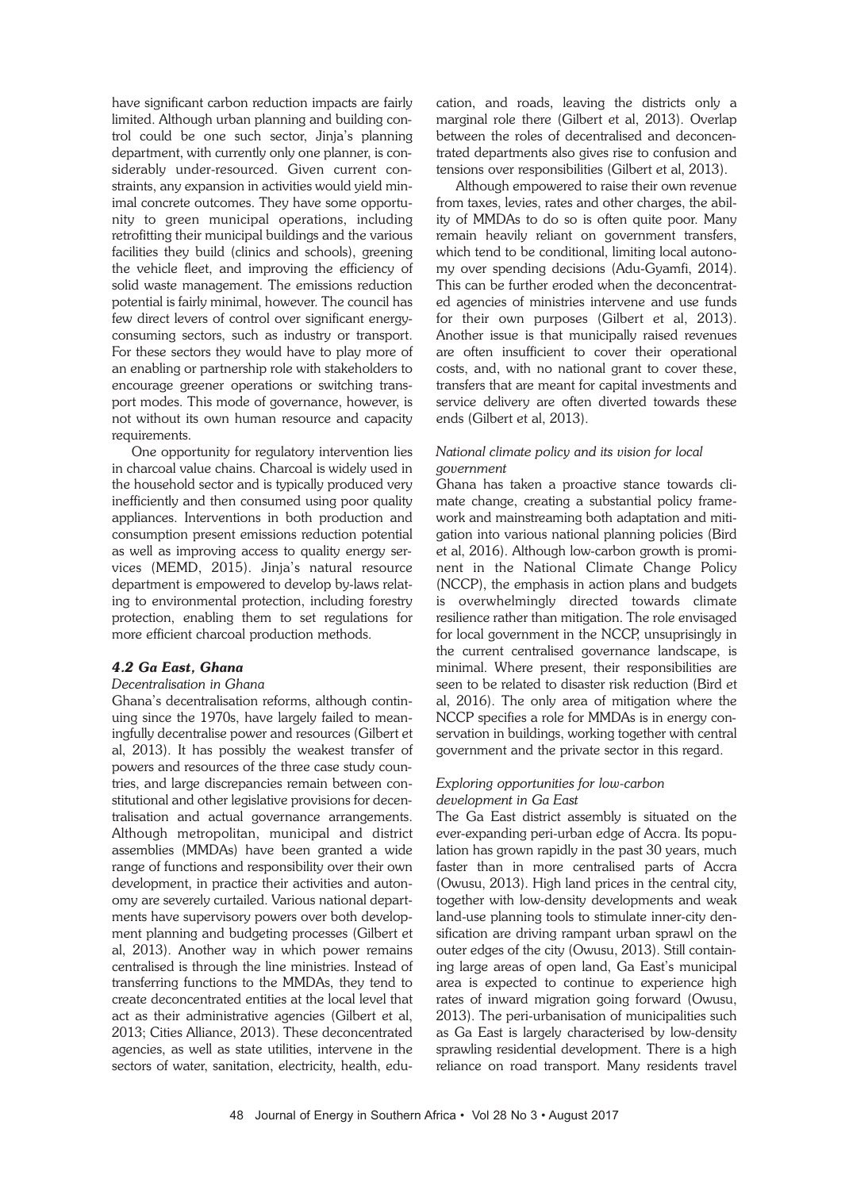have significant carbon reduction impacts are fairly limited. Although urban planning and building control could be one such sector, Jinja's planning department, with currently only one planner, is considerably under-resourced. Given current constraints, any expansion in activities would yield minimal concrete outcomes. They have some opportunity to green municipal operations, including retrofitting their municipal buildings and the various facilities they build (clinics and schools), greening the vehicle fleet, and improving the efficiency of solid waste management. The emissions reduction potential is fairly minimal, however. The council has few direct levers of control over significant energy-consuming sectors, such as industry or transport. For these sectors they would have to play more of an enabling or partnership role with stakeholders to encourage greener operations or switching transport modes. This mode of governance, however, is not without its own human resource and capacity requirements.

One opportunity for regulatory intervention lies in charcoal value chains. Charcoal is widely used in the household sector and is typically produced very inefficiently and then consumed using poor quality appliances. Interventions in both production and consumption present emissions reduction potential as well as improving access to quality energy services (MEMD, 2015). Jinja's natural resource department is empowered to develop by-laws relating to environmental protection, including forestry protection, enabling them to set regulations for more efficient charcoal production methods.

### *4.2 Ga East, Ghana*

*Decentralisation in Ghana*

Ghana's decentralisation reforms, although continuing since the 1970s, have largely failed to meaningfully decentralise power and resources (Gilbert et al, 2013). It has possibly the weakest transfer of powers and resources of the three case study countries, and large discrepancies remain between constitutional and other legislative provisions for decentralisation and actual governance arrangements. Although metropolitan, municipal and district assemblies (MMDAs) have been granted a wide range of functions and responsibility over their own development, in practice their activities and autonomy are severely curtailed. Various national departments have supervisory powers over both development planning and budgeting processes (Gilbert et al, 2013). Another way in which power remains centralised is through the line ministries. Instead of transferring functions to the MMDAs, they tend to create deconcentrated entities at the local level that act as their administrative agencies (Gilbert et al, 2013; Cities Alliance, 2013). These deconcentrated agencies, as well as state utilities, intervene in the sectors of water, sanitation, electricity, health, education, and roads, leaving the districts only a marginal role there (Gilbert et al, 2013). Overlap between the roles of decentralised and deconcentrated departments also gives rise to confusion and tensions over responsibilities (Gilbert et al, 2013).

Although empowered to raise their own revenue from taxes, levies, rates and other charges, the ability of MMDAs to do so is often quite poor. Many remain heavily reliant on government transfers, which tend to be conditional, limiting local autonomy over spending decisions (Adu-Gyamfi, 2014). This can be further eroded when the deconcentrated agencies of ministries intervene and use funds for their own purposes (Gilbert et al, 2013). Another issue is that municipally raised revenues are often insufficient to cover their operational costs, and, with no national grant to cover these, transfers that are meant for capital investments and service delivery are often diverted towards these ends (Gilbert et al, 2013).

*National climate policy and its vision for local government*

Ghana has taken a proactive stance towards climate change, creating a substantial policy framework and mainstreaming both adaptation and mitigation into various national planning policies (Bird et al, 2016). Although low-carbon growth is prominent in the National Climate Change Policy (NCCP), the emphasis in action plans and budgets is overwhelmingly directed towards climate resilience rather than mitigation. The role envisaged for local government in the NCCP, unsuprisingly in the current centralised governance landscape, is minimal. Where present, their responsibilities are seen to be related to disaster risk reduction (Bird et al, 2016). The only area of mitigation where the NCCP specifies a role for MMDAs is in energy conservation in buildings, working together with central government and the private sector in this regard.

*Exploring opportunities for low-carbon development in Ga East*

The Ga East district assembly is situated on the ever-expanding peri-urban edge of Accra. Its population has grown rapidly in the past 30 years, much faster than in more centralised parts of Accra (Owusu, 2013). High land prices in the central city, together with low-density developments and weak land-use planning tools to stimulate inner-city densification are driving rampant urban sprawl on the outer edges of the city (Owusu, 2013). Still containing large areas of open land, Ga East's municipal area is expected to continue to experience high rates of inward migration going forward (Owusu, 2013). The peri-urbanisation of municipalities such as Ga East is largely characterised by low-density sprawling residential development. There is a high reliance on road transport. Many residents travel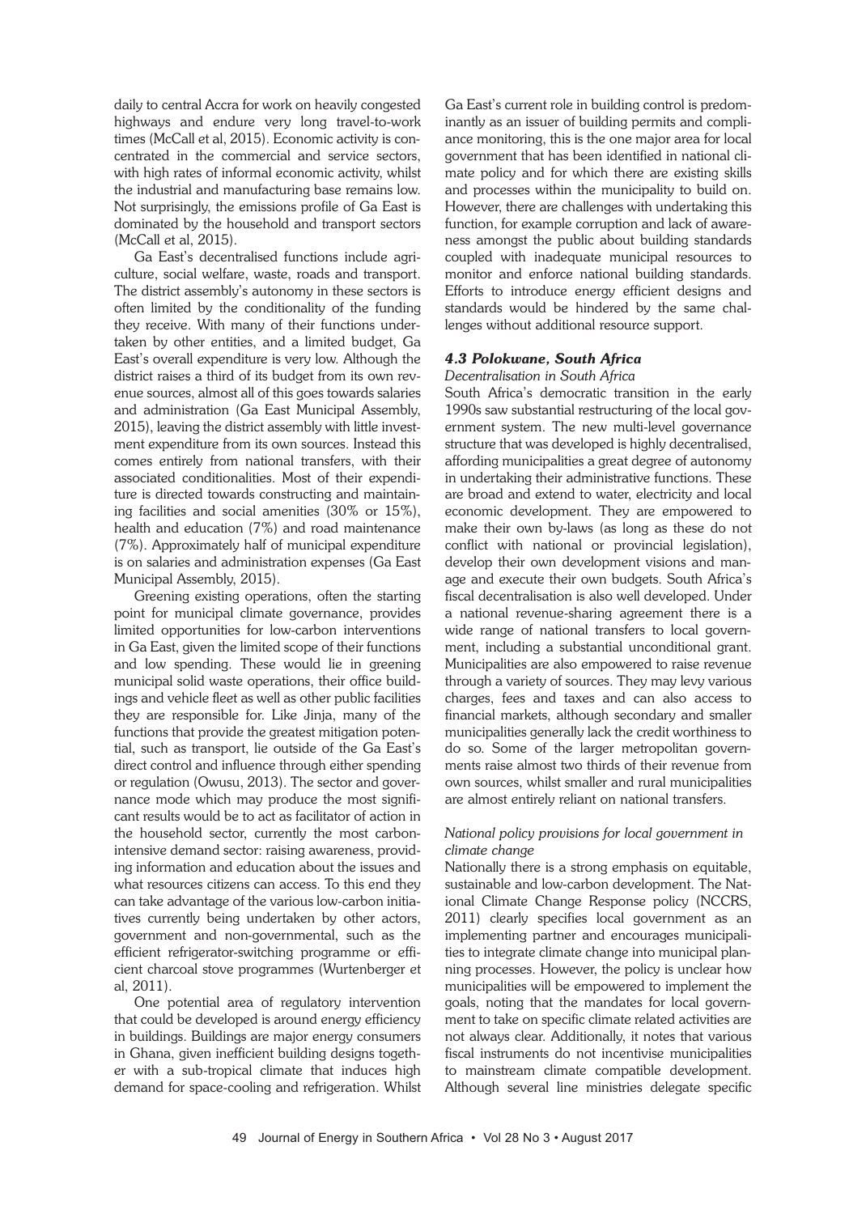daily to central Accra for work on heavily congested highways and endure very long travel-to-work times (McCall et al, 2015). Economic activity is concentrated in the commercial and service sectors, with high rates of informal economic activity, whilst the industrial and manufacturing base remains low. Not surprisingly, the emissions profile of Ga East is dominated by the household and transport sectors (McCall et al, 2015).

Ga East's decentralised functions include agriculture, social welfare, waste, roads and transport. The district assembly's autonomy in these sectors is often limited by the conditionality of the funding they receive. With many of their functions undertaken by other entities, and a limited budget, Ga East's overall expenditure is very low. Although the district raises a third of its budget from its own revenue sources, almost all of this goes towards salaries and administration (Ga East Municipal Assembly, 2015), leaving the district assembly with little investment expenditure from its own sources. Instead this comes entirely from national transfers, with their associated conditionalities. Most of their expenditure is directed towards constructing and maintaining facilities and social amenities (30% or 15%), health and education (7%) and road maintenance (7%). Approximately half of municipal expenditure is on salaries and administration expenses (Ga East Municipal Assembly, 2015).

Greening existing operations, often the starting point for municipal climate governance, provides limited opportunities for low-carbon interventions in Ga East, given the limited scope of their functions and low spending. These would lie in greening municipal solid waste operations, their office buildings and vehicle fleet as well as other public facilities they are responsible for. Like Jinja, many of the functions that provide the greatest mitigation potential, such as transport, lie outside of the Ga East's direct control and influence through either spending or regulation (Owusu, 2013). The sector and governance mode which may produce the most significant results would be to act as facilitator of action in the household sector, currently the most carbon-intensive demand sector: raising awareness, providing information and education about the issues and what resources citizens can access. To this end they can take advantage of the various low-carbon initiatives currently being undertaken by other actors, government and non-governmental, such as the efficient refrigerator-switching programme or efficient charcoal stove programmes (Wurtenberger et al, 2011).

One potential area of regulatory intervention that could be developed is around energy efficiency in buildings. Buildings are major energy consumers in Ghana, given inefficient building designs together with a sub-tropical climate that induces high demand for space-cooling and refrigeration. Whilst Ga East's current role in building control is predominantly as an issuer of building permits and compliance monitoring, this is the one major area for local government that has been identified in national climate policy and for which there are existing skills and processes within the municipality to build on. However, there are challenges with undertaking this function, for example corruption and lack of awareness amongst the public about building standards coupled with inadequate municipal resources to monitor and enforce national building standards. Efforts to introduce energy efficient designs and standards would be hindered by the same challenges without additional resource support.

### *4.3 Polokwane, South Africa*

*Decentralisation in South Africa*

South Africa's democratic transition in the early 1990s saw substantial restructuring of the local government system. The new multi-level governance structure that was developed is highly decentralised, affording municipalities a great degree of autonomy in undertaking their administrative functions. These are broad and extend to water, electricity and local economic development. They are empowered to make their own by-laws (as long as these do not conflict with national or provincial legislation), develop their own development visions and manage and execute their own budgets. South Africa's fiscal decentralisation is also well developed. Under a national revenue-sharing agreement there is a wide range of national transfers to local government, including a substantial unconditional grant. Municipalities are also empowered to raise revenue through a variety of sources. They may levy various charges, fees and taxes and can also access to financial markets, although secondary and smaller municipalities generally lack the credit worthiness to do so. Some of the larger metropolitan governments raise almost two thirds of their revenue from own sources, whilst smaller and rural municipalities are almost entirely reliant on national transfers.

*National policy provisions for local government in climate change*

Nationally there is a strong emphasis on equitable, sustainable and low-carbon development. The National Climate Change Response policy (NCCRS, 2011) clearly specifies local government as an implementing partner and encourages municipalities to integrate climate change into municipal planning processes. However, the policy is unclear how municipalities will be empowered to implement the goals, noting that the mandates for local government to take on specific climate related activities are not always clear. Additionally, it notes that various fiscal instruments do not incentivise municipalities to mainstream climate compatible development. Although several line ministries delegate specific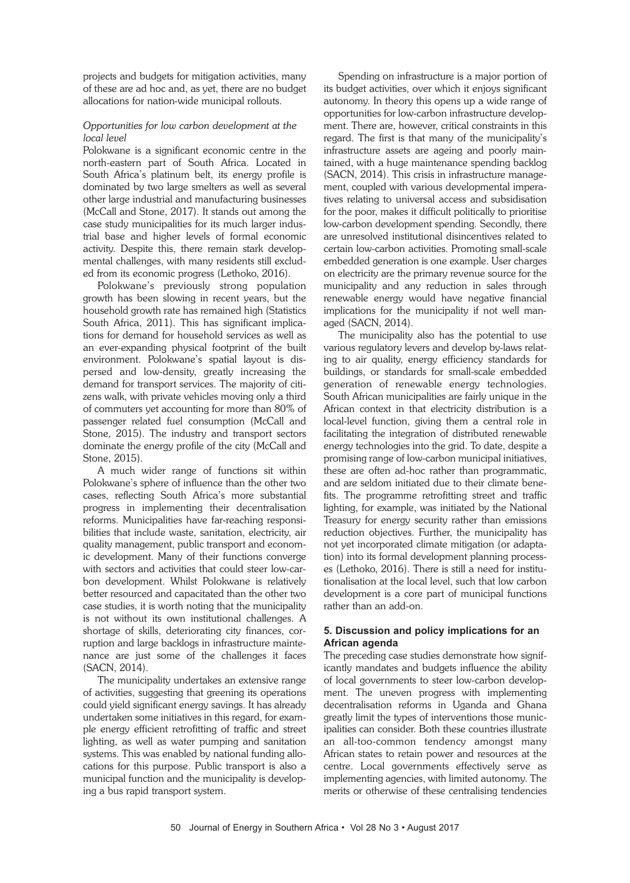projects and budgets for mitigation activities, many of these are ad hoc and, as yet, there are no budget allocations for nation-wide municipal rollouts.

### *Opportunities for low carbon development at the local level*

Polokwane is a significant economic centre in the north-eastern part of South Africa. Located in South Africa's platinum belt, its energy profile is dominated by two large smelters as well as several other large industrial and manufacturing businesses (McCall and Stone, 2017). It stands out among the case study municipalities for its much larger industrial base and higher levels of formal economic activity. Despite this, there remain stark developmental challenges, with many residents still excluded from its economic progress (Lethoko, 2016).

Polokwane's previously strong population growth has been slowing in recent years, but the household growth rate has remained high (Statistics South Africa, 2011). This has significant implications for demand for household services as well as an ever-expanding physical footprint of the built environment. Polokwane's spatial layout is dispersed and low-density, greatly increasing the demand for transport services. The majority of citizens walk, with private vehicles moving only a third of commuters yet accounting for more than 80% of passenger related fuel consumption (McCall and Stone, 2015). The industry and transport sectors dominate the energy profile of the city (McCall and Stone, 2015).

A much wider range of functions sit within Polokwane's sphere of influence than the other two cases, reflecting South Africa's more substantial progress in implementing their decentralisation reforms. Municipalities have far-reaching responsibilities that include waste, sanitation, electricity, air quality management, public transport and economic development. Many of their functions converge with sectors and activities that could steer low-carbon development. Whilst Polokwane is relatively better resourced and capacitated than the other two case studies, it is worth noting that the municipality is not without its own institutional challenges. A shortage of skills, deteriorating city finances, corruption and large backlogs in infrastructure maintenance are just some of the challenges it faces (SACN, 2014).

The municipality undertakes an extensive range of activities, suggesting that greening its operations could yield significant energy savings. It has already undertaken some initiatives in this regard, for example energy efficient retrofitting of traffic and street lighting, as well as water pumping and sanitation systems. This was enabled by national funding allocations for this purpose. Public transport is also a municipal function and the municipality is developing a bus rapid transport system.

Spending on infrastructure is a major portion of its budget activities, over which it enjoys significant autonomy. In theory this opens up a wide range of opportunities for low-carbon infrastructure development. There are, however, critical constraints in this regard. The first is that many of the municipality's infrastructure assets are ageing and poorly maintained, with a huge maintenance spending backlog (SACN, 2014). This crisis in infrastructure management, coupled with various developmental imperatives relating to universal access and subsidisation for the poor, makes it difficult politically to prioritise low-carbon development spending. Secondly, there are unresolved institutional disincentives related to certain low-carbon activities. Promoting small-scale embedded generation is one example. User charges on electricity are the primary revenue source for the municipality and any reduction in sales through renewable energy would have negative financial implications for the municipality if not well managed (SACN, 2014).

The municipality also has the potential to use various regulatory levers and develop by-laws relating to air quality, energy efficiency standards for buildings, or standards for small-scale embedded generation of renewable energy technologies. South African municipalities are fairly unique in the African context in that electricity distribution is a local-level function, giving them a central role in facilitating the integration of distributed renewable energy technologies into the grid. To date, despite a promising range of low-carbon municipal initiatives, these are often ad-hoc rather than programmatic, and are seldom initiated due to their climate benefits. The programme retrofitting street and traffic lighting, for example, was initiated by the National Treasury for energy security rather than emissions reduction objectives. Further, the municipality has not yet incorporated climate mitigation (or adaptation) into its formal development planning processes (Lethoko, 2016). There is still a need for institutionalisation at the local level, such that low carbon development is a core part of municipal functions rather than an add-on.

## 5. Discussion and policy implications for an African agenda

The preceding case studies demonstrate how significantly mandates and budgets influence the ability of local governments to steer low-carbon development. The uneven progress with implementing decentralisation reforms in Uganda and Ghana greatly limit the types of interventions those municipalities can consider. Both these countries illustrate an all-too-common tendency amongst many African states to retain power and resources at the centre. Local governments effectively serve as implementing agencies, with limited autonomy. The merits or otherwise of these centralising tendencies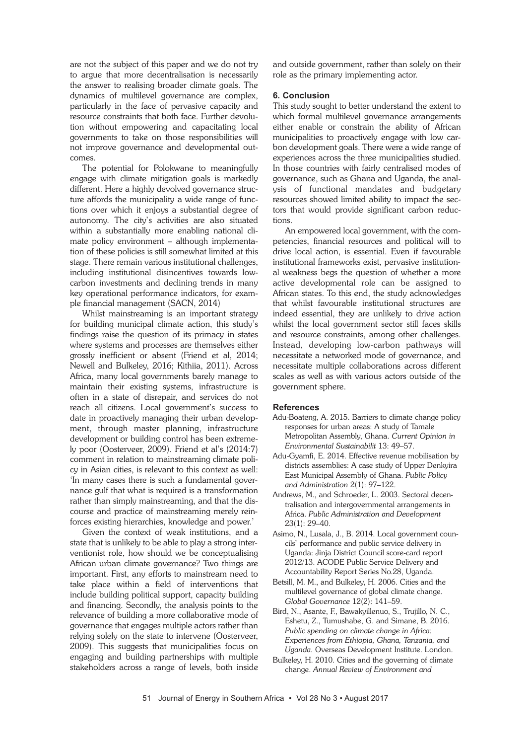are not the subject of this paper and we do not try to argue that more decentralisation is necessarily the answer to realising broader climate goals. The dynamics of multilevel governance are complex, particularly in the face of pervasive capacity and resource constraints that both face. Further devolution without empowering and capacitating local governments to take on those responsibilities will not improve governance and developmental outcomes.

The potential for Polokwane to meaningfully engage with climate mitigation goals is markedly different. Here a highly devolved governance structure affords the municipality a wide range of functions over which it enjoys a substantial degree of autonomy. The city's activities are also situated within a substantially more enabling national climate policy environment – although implementation of these policies is still somewhat limited at this stage. There remain various institutional challenges, including institutional disincentives towards low-carbon investments and declining trends in many key operational performance indicators, for example financial management (SACN, 2014)

Whilst mainstreaming is an important strategy for building municipal climate action, this study's findings raise the question of its primacy in states where systems and processes are themselves either grossly inefficient or absent (Friend et al, 2014; Newell and Bulkeley, 2016; Kithiia, 2011). Across Africa, many local governments barely manage to maintain their existing systems, infrastructure is often in a state of disrepair, and services do not reach all citizens. Local government's success to date in proactively managing their urban development, through master planning, infrastructure development or building control has been extremely poor (Oosterveer, 2009). Friend et al's (2014:7) comment in relation to mainstreaming climate policy in Asian cities, is relevant to this context as well: 'In many cases there is such a fundamental governance gulf that what is required is a transformation rather than simply mainstreaming, and that the discourse and practice of mainstreaming merely reinforces existing hierarchies, knowledge and power.'

Given the context of weak institutions, and a state that is unlikely to be able to play a strong interventionist role, how should we be conceptualising African urban climate governance? Two things are important. First, any efforts to mainstream need to take place within a field of interventions that include building political support, capacity building and financing. Secondly, the analysis points to the relevance of building a more collaborative mode of governance that engages multiple actors rather than relying solely on the state to intervene (Oosterveer, 2009). This suggests that municipalities focus on engaging and building partnerships with multiple stakeholders across a range of levels, both inside and outside government, rather than solely on their role as the primary implementing actor.

## 6. Conclusion

This study sought to better understand the extent to which formal multilevel governance arrangements either enable or constrain the ability of African municipalities to proactively engage with low carbon development goals. There were a wide range of experiences across the three municipalities studied. In those countries with fairly centralised modes of governance, such as Ghana and Uganda, the analysis of functional mandates and budgetary resources showed limited ability to impact the sectors that would provide significant carbon reductions.

An empowered local government, with the competencies, financial resources and political will to drive local action, is essential. Even if favourable institutional frameworks exist, pervasive institutional weakness begs the question of whether a more active developmental role can be assigned to African states. To this end, the study acknowledges that whilst favourable institutional structures are indeed essential, they are unlikely to drive action whilst the local government sector still faces skills and resource constraints, among other challenges. Instead, developing low-carbon pathways will necessitate a networked mode of governance, and necessitate multiple collaborations across different scales as well as with various actors outside of the government sphere.

## References

Adu-Boateng, A. 2015. Barriers to climate change policy responses for urban areas: A study of Tamale Metropolitan Assembly, Ghana. *Current Opinion in Environmental Sustainabilit* 13: 49–57.

Adu-Gyamfi, E. 2014. Effective revenue mobilisation by districts assemblies: A case study of Upper Denkyira East Municipal Assembly of Ghana. *Public Policy and Administration* 2(1): 97–122.

Andrews, M., and Schroeder, L. 2003. Sectoral decentralisation and intergovernmental arrangements in Africa. *Public Administration and Development* 23(1): 29–40.

Asimo, N., Lusala, J., B. 2014. Local government councils' performance and public service delivery in Uganda: Jinja District Council score-card report 2012/13. ACODE Public Service Delivery and Accountability Report Series No.28, Uganda.

Betsill, M. M., and Bulkeley, H. 2006. Cities and the multilevel governance of global climate change. *Global Governance* 12(2): 141–59.

Bird, N., Asante, F., Bawakyillenuo, S., Trujillo, N. C., Eshetu, Z., Tumushabe, G. and Simane, B. 2016. *Public spending on climate change in Africa: Experiences from Ethiopia, Ghana, Tanzania, and Uganda*. Overseas Development Institute. London.

Bulkeley, H. 2010. Cities and the governing of climate change. *Annual Review of Environment and*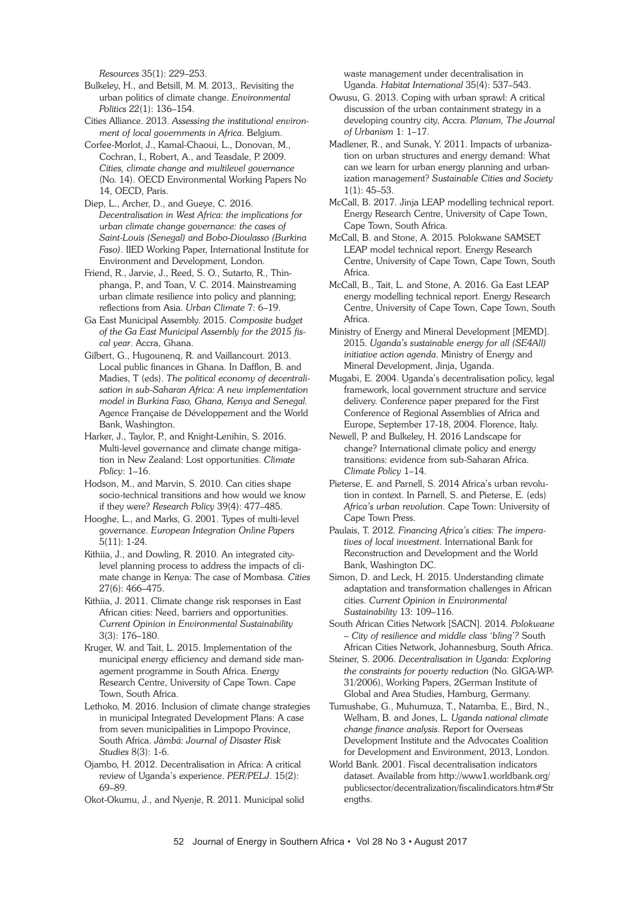*Resources* 35(1): 229–253.

Bulkeley, H., and Betsill, M. M. 2013,. Revisiting the urban politics of climate change. *Environmental Politics* 22(1): 136–154.

Cities Alliance. 2013. *Assessing the institutional environment of local governments in Africa*. Belgium.

Corfee-Morlot, J., Kamal-Chaoui, L., Donovan, M., Cochran, I., Robert, A., and Teasdale, P. 2009. *Cities, climate change and multilevel governance* (No. 14). OECD Environmental Working Papers No 14, OECD, Paris.

Diep, L., Archer, D., and Gueye, C. 2016. *Decentralisation in West Africa: the implications for urban climate change governance: the cases of Saint-Louis (Senegal) and Bobo-Dioulasso (Burkina Faso)*. IIED Working Paper, International Institute for Environment and Development, London.

Friend, R., Jarvie, J., Reed, S. O., Sutarto, R., Thinphanga, P., and Toan, V. C. 2014. Mainstreaming urban climate resilience into policy and planning; reflections from Asia. *Urban Climate* 7: 6–19.

Ga East Municipal Assembly. 2015. *Composite budget of the Ga East Municipal Assembly for the 2015 fiscal year*. Accra, Ghana.

Gilbert, G., Hugounenq, R. and Vaillancourt. 2013. Local public finances in Ghana. In Dafflon, B. and Madies, T (eds). *The political economy of decentralisation in sub-Saharan Africa: A new implementation model in Burkina Faso, Ghana, Kenya and Senegal.* Agence Française de Développement and the World Bank, Washington.

Harker, J., Taylor, P., and Knight-Lenihin, S. 2016. Multi-level governance and climate change mitigation in New Zealand: Lost opportunities. *Climate Policy*: 1–16.

Hodson, M., and Marvin, S. 2010. Can cities shape socio-technical transitions and how would we know if they were? *Research Policy* 39(4): 477–485.

Hooghe, L., and Marks, G. 2001. Types of multi-level governance. *European Integration Online Papers* 5(11): 1-24.

Kithiia, J., and Dowling, R. 2010. An integrated city-level planning process to address the impacts of climate change in Kenya: The case of Mombasa. *Cities* 27(6): 466–475.

Kithiia, J. 2011. Climate change risk responses in East African cities: Need, barriers and opportunities. *Current Opinion in Environmental Sustainability* 3(3): 176–180.

Kruger, W. and Tait, L. 2015. Implementation of the municipal energy efficiency and demand side management programme in South Africa. Energy Research Centre, University of Cape Town. Cape Town, South Africa.

Lethoko, M. 2016. Inclusion of climate change strategies in municipal Integrated Development Plans: A case from seven municipalities in Limpopo Province, South Africa. *Jàmbá: Journal of Disaster Risk Studies* 8(3): 1-6.

Ojambo, H. 2012. Decentralisation in Africa: A critical review of Uganda's experience. *PER/PELJ*. 15(2): 69–89.

Okot-Okumu, J., and Nyenje, R. 2011. Municipal solid waste management under decentralisation in Uganda. *Habitat International* 35(4): 537–543.

Owusu, G. 2013. Coping with urban sprawl: A critical discussion of the urban containment strategy in a developing country city, Accra. *Planum, The Journal of Urbanism* 1: 1–17.

Madlener, R., and Sunak, Y. 2011. Impacts of urbanization on urban structures and energy demand: What can we learn for urban energy planning and urbanization management? *Sustainable Cities and Society* 1(1): 45–53.

McCall, B. 2017. Jinja LEAP modelling technical report. Energy Research Centre, University of Cape Town, Cape Town, South Africa.

McCall, B. and Stone, A. 2015. Polokwane SAMSET LEAP model technical report. Energy Research Centre, University of Cape Town, Cape Town, South Africa.

McCall, B., Tait, L. and Stone, A. 2016. Ga East LEAP energy modelling technical report. Energy Research Centre, University of Cape Town, Cape Town, South Africa.

Ministry of Energy and Mineral Development [MEMD]. 2015. *Uganda's sustainable energy for all (SE4All) initiative action agenda*. Ministry of Energy and Mineral Development, Jinja, Uganda.

Mugabi, E. 2004. Uganda's decentralisation policy, legal framework, local government structure and service delivery. Conference paper prepared for the First Conference of Regional Assemblies of Africa and Europe, September 17-18, 2004. Florence, Italy.

Newell, P. and Bulkeley, H. 2016 Landscape for change? International climate policy and energy transitions: evidence from sub-Saharan Africa. *Climate Policy* 1–14.

Pieterse, E. and Parnell, S. 2014 Africa's urban revolution in context. In Parnell, S. and Pieterse, E. (eds) *Africa's urban revolution*. Cape Town: University of Cape Town Press.

Paulais, T. 2012. *Financing Africa's cities: The imperatives of local investment*. International Bank for Reconstruction and Development and the World Bank, Washington DC.

Simon, D. and Leck, H. 2015. Understanding climate adaptation and transformation challenges in African cities. *Current Opinion in Environmental Sustainability* 13: 109–116.

South African Cities Network [SACN]. 2014. *Polokwane – City of resilience and middle class 'bling'?* South African Cities Network, Johannesburg, South Africa.

Steiner, S. 2006. *Decentralisation in Uganda: Exploring the constraints for poverty reduction* (No. GIGA-WP-31/2006), Working Papers, 2German Institute of Global and Area Studies, Hamburg, Germany.

Tumushabe, G., Muhumuza, T., Natamba, E., Bird, N., Welham, B. and Jones, L. *Uganda national climate change finance analysis*. Report for Overseas Development Institute and the Advocates Coalition for Development and Environment, 2013, London.

World Bank. 2001. Fiscal decentralisation indicators dataset. Available from http://www1.worldbank.org/publicsector/decentralization/fiscalindicators.htm#Strengths.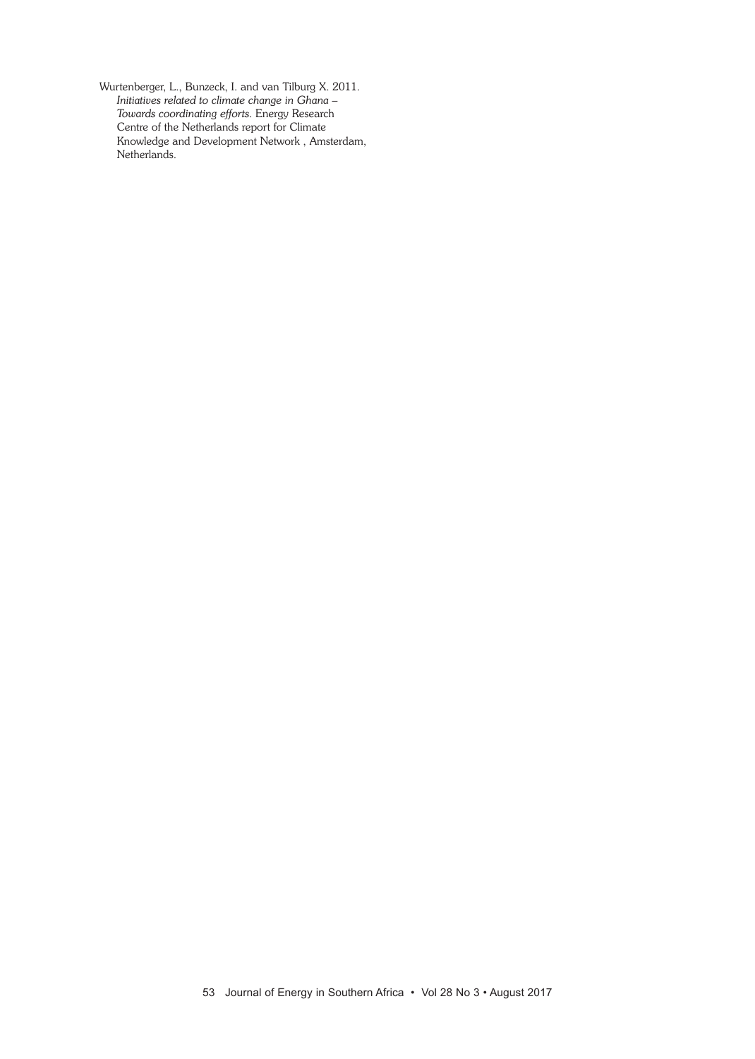Wurtenberger, L., Bunzeck, I. and van Tilburg X. 2011. *Initiatives related to climate change in Ghana – Towards coordinating efforts*. Energy Research Centre of the Netherlands report for Climate Knowledge and Development Network , Amsterdam, Netherlands.